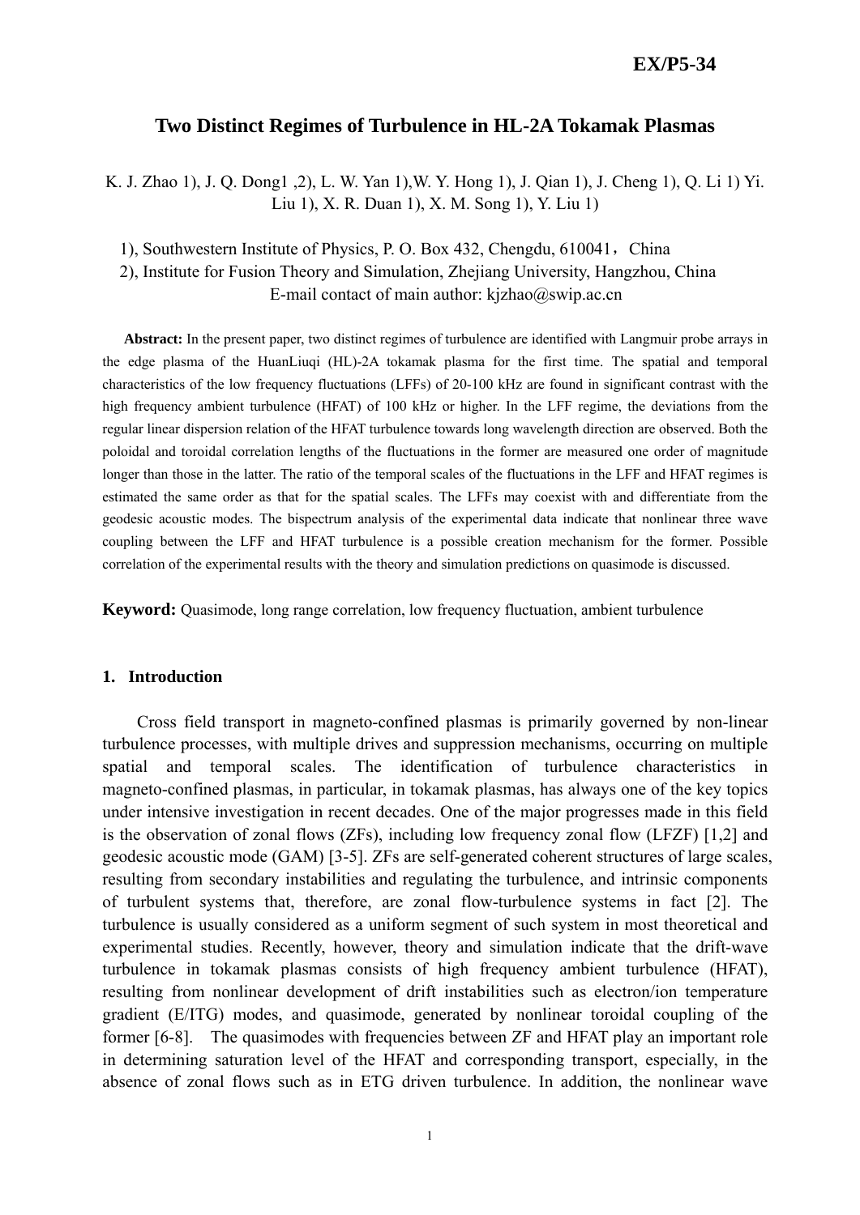EX/P5-34

# Two Distinct Regimes of Turbulence in HL-2A Tokamak Plasmas

K. J. Zhao 1), J. Q. Dong1 ,2), L. W. Yan 1),W. Y. Hong 1), J. Qian 1), J. Cheng 1), Q. Li 1) Yi. Liu 1), X. R. Duan 1), X. M. Song 1), Y. Liu 1)

1), Southwestern Institute of Physics, P. O. Box 432, Chengdu, 610041，China
2), Institute for Fusion Theory and Simulation, Zhejiang University, Hangzhou, China
E-mail contact of main author: kjzhao@swip.ac.cn

**Abstract:** In the present paper, two distinct regimes of turbulence are identified with Langmuir probe arrays in the edge plasma of the HuanLiuqi (HL)-2A tokamak plasma for the first time. The spatial and temporal characteristics of the low frequency fluctuations (LFFs) of 20-100 kHz are found in significant contrast with the high frequency ambient turbulence (HFAT) of 100 kHz or higher. In the LFF regime, the deviations from the regular linear dispersion relation of the HFAT turbulence towards long wavelength direction are observed. Both the poloidal and toroidal correlation lengths of the fluctuations in the former are measured one order of magnitude longer than those in the latter. The ratio of the temporal scales of the fluctuations in the LFF and HFAT regimes is estimated the same order as that for the spatial scales. The LFFs may coexist with and differentiate from the geodesic acoustic modes. The bispectrum analysis of the experimental data indicate that nonlinear three wave coupling between the LFF and HFAT turbulence is a possible creation mechanism for the former. Possible correlation of the experimental results with the theory and simulation predictions on quasimode is discussed.

**Keyword:** Quasimode, long range correlation, low frequency fluctuation, ambient turbulence

## 1. Introduction

Cross field transport in magneto-confined plasmas is primarily governed by non-linear turbulence processes, with multiple drives and suppression mechanisms, occurring on multiple spatial and temporal scales. The identification of turbulence characteristics in magneto-confined plasmas, in particular, in tokamak plasmas, has always one of the key topics under intensive investigation in recent decades. One of the major progresses made in this field is the observation of zonal flows (ZFs), including low frequency zonal flow (LFZF) [1,2] and geodesic acoustic mode (GAM) [3-5]. ZFs are self-generated coherent structures of large scales, resulting from secondary instabilities and regulating the turbulence, and intrinsic components of turbulent systems that, therefore, are zonal flow-turbulence systems in fact [2]. The turbulence is usually considered as a uniform segment of such system in most theoretical and experimental studies. Recently, however, theory and simulation indicate that the drift-wave turbulence in tokamak plasmas consists of high frequency ambient turbulence (HFAT), resulting from nonlinear development of drift instabilities such as electron/ion temperature gradient (E/ITG) modes, and quasimode, generated by nonlinear toroidal coupling of the former [6-8]. The quasimodes with frequencies between ZF and HFAT play an important role in determining saturation level of the HFAT and corresponding transport, especially, in the absence of zonal flows such as in ETG driven turbulence. In addition, the nonlinear wave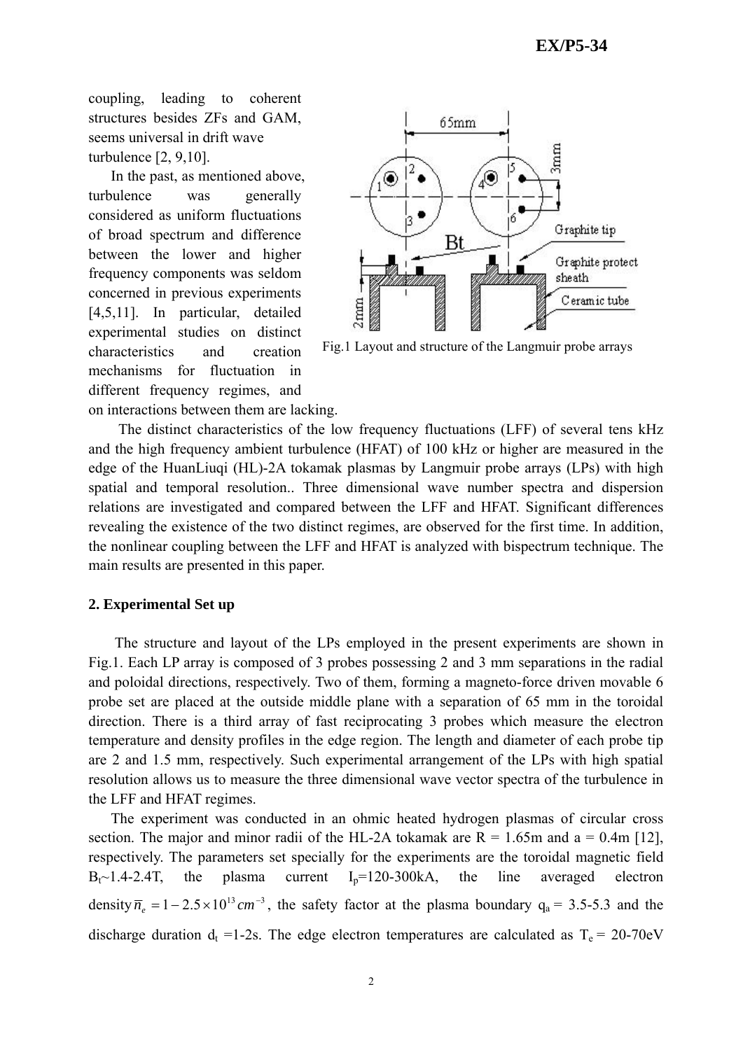coupling, leading to coherent structures besides ZFs and GAM, seems universal in drift wave turbulence [2, 9,10].

In the past, as mentioned above, turbulence was generally considered as uniform fluctuations of broad spectrum and difference between the lower and higher frequency components was seldom concerned in previous experiments [4,5,11]. In particular, detailed experimental studies on distinct characteristics and creation mechanisms for fluctuation in different frequency regimes, and on interactions between them are lacking.

Fig.1 Layout and structure of the Langmuir probe arrays

The distinct characteristics of the low frequency fluctuations (LFF) of several tens kHz and the high frequency ambient turbulence (HFAT) of 100 kHz or higher are measured in the edge of the HuanLiuqi (HL)-2A tokamak plasmas by Langmuir probe arrays (LPs) with high spatial and temporal resolution.. Three dimensional wave number spectra and dispersion relations are investigated and compared between the LFF and HFAT. Significant differences revealing the existence of the two distinct regimes, are observed for the first time. In addition, the nonlinear coupling between the LFF and HFAT is analyzed with bispectrum technique. The main results are presented in this paper.

## 2. Experimental Set up

The structure and layout of the LPs employed in the present experiments are shown in Fig.1. Each LP array is composed of 3 probes possessing 2 and 3 mm separations in the radial and poloidal directions, respectively. Two of them, forming a magneto-force driven movable 6 probe set are placed at the outside middle plane with a separation of 65 mm in the toroidal direction. There is a third array of fast reciprocating 3 probes which measure the electron temperature and density profiles in the edge region. The length and diameter of each probe tip are 2 and 1.5 mm, respectively. Such experimental arrangement of the LPs with high spatial resolution allows us to measure the three dimensional wave vector spectra of the turbulence in the LFF and HFAT regimes.

The experiment was conducted in an ohmic heated hydrogen plasmas of circular cross section. The major and minor radii of the HL-2A tokamak are R = 1.65m and a = 0.4m [12], respectively. The parameters set specially for the experiments are the toroidal magnetic field $B_t$~1.4-2.4T, the plasma current $I_p$=120-300kA, the line averaged electron density $\bar{n}_e = 1-2.5\times10^{13}cm^{-3}$, the safety factor at the plasma boundary $q_a$ = 3.5-5.3 and the discharge duration $d_t$ =1-2s. The edge electron temperatures are calculated as $T_e$ = 20-70eV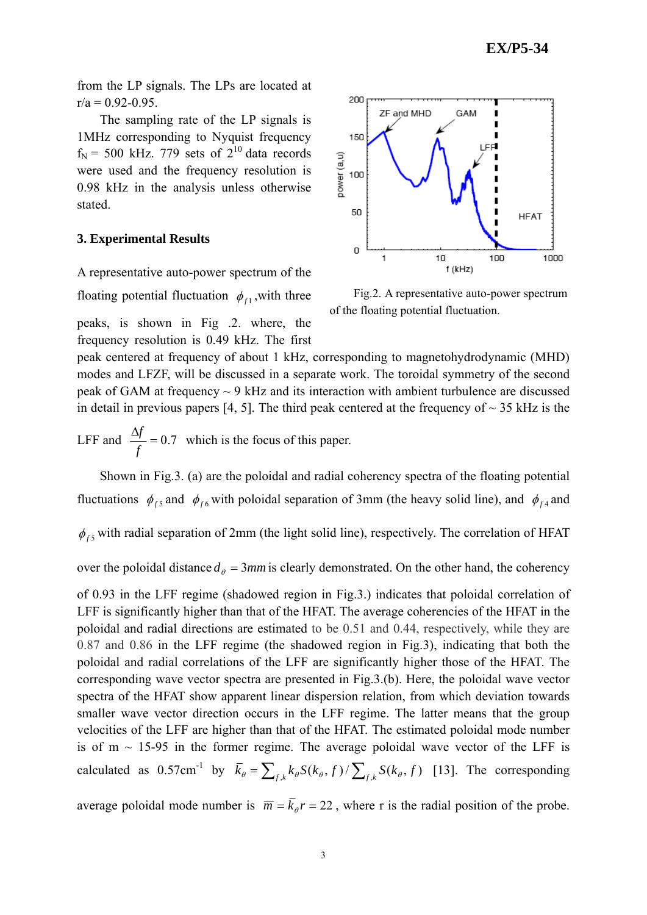from the LP signals. The LPs are located at r/a = 0.92-0.95.

The sampling rate of the LP signals is 1MHz corresponding to Nyquist frequency $f_N$ = 500 kHz. 779 sets of $2^{10}$ data records were used and the frequency resolution is 0.98 kHz in the analysis unless otherwise stated.

## 3. Experimental Results

A representative auto-power spectrum of the floating potential fluctuation $\phi_{f1}$,with three peaks, is shown in Fig .2. where, the frequency resolution is 0.49 kHz. The first peak centered at frequency of about 1 kHz, corresponding to magnetohydrodynamic (MHD) modes and LFZF, will be discussed in a separate work. The toroidal symmetry of the second peak of GAM at frequency ~ 9 kHz and its interaction with ambient turbulence are discussed in detail in previous papers [4, 5]. The third peak centered at the frequency of ~ 35 kHz is the LFF and $\frac{\Delta f}{f} = 0.7$ which is the focus of this paper.

Fig.2. A representative auto-power spectrum of the floating potential fluctuation.

Shown in Fig.3. (a) are the poloidal and radial coherency spectra of the floating potential fluctuations $\phi_{f5}$ and $\phi_{f6}$ with poloidal separation of 3mm (the heavy solid line), and $\phi_{f4}$ and $\phi_{f5}$ with radial separation of 2mm (the light solid line), respectively. The correlation of HFAT over the poloidal distance $d_\theta = 3mm$ is clearly demonstrated. On the other hand, the coherency of 0.93 in the LFF regime (shadowed region in Fig.3.) indicates that poloidal correlation of LFF is significantly higher than that of the HFAT. The average coherencies of the HFAT in the poloidal and radial directions are estimated to be 0.51 and 0.44, respectively, while they are 0.87 and 0.86 in the LFF regime (the shadowed region in Fig.3), indicating that both the poloidal and radial correlations of the LFF are significantly higher those of the HFAT. The corresponding wave vector spectra are presented in Fig.3.(b). Here, the poloidal wave vector spectra of the HFAT show apparent linear dispersion relation, from which deviation towards smaller wave vector direction occurs in the LFF regime. The latter means that the group velocities of the LFF are higher than that of the HFAT. The estimated poloidal mode number is of m ~ 15-95 in the former regime. The average poloidal wave vector of the LFF is calculated as 0.57cm$^{-1}$ by $\bar{k}_\theta = \sum_{f,k} k_\theta S(k_\theta, f) / \sum_{f,k} S(k_\theta, f)$ [13]. The corresponding average poloidal mode number is $\bar{m} = \bar{k}_\theta r = 22$, where r is the radial position of the probe.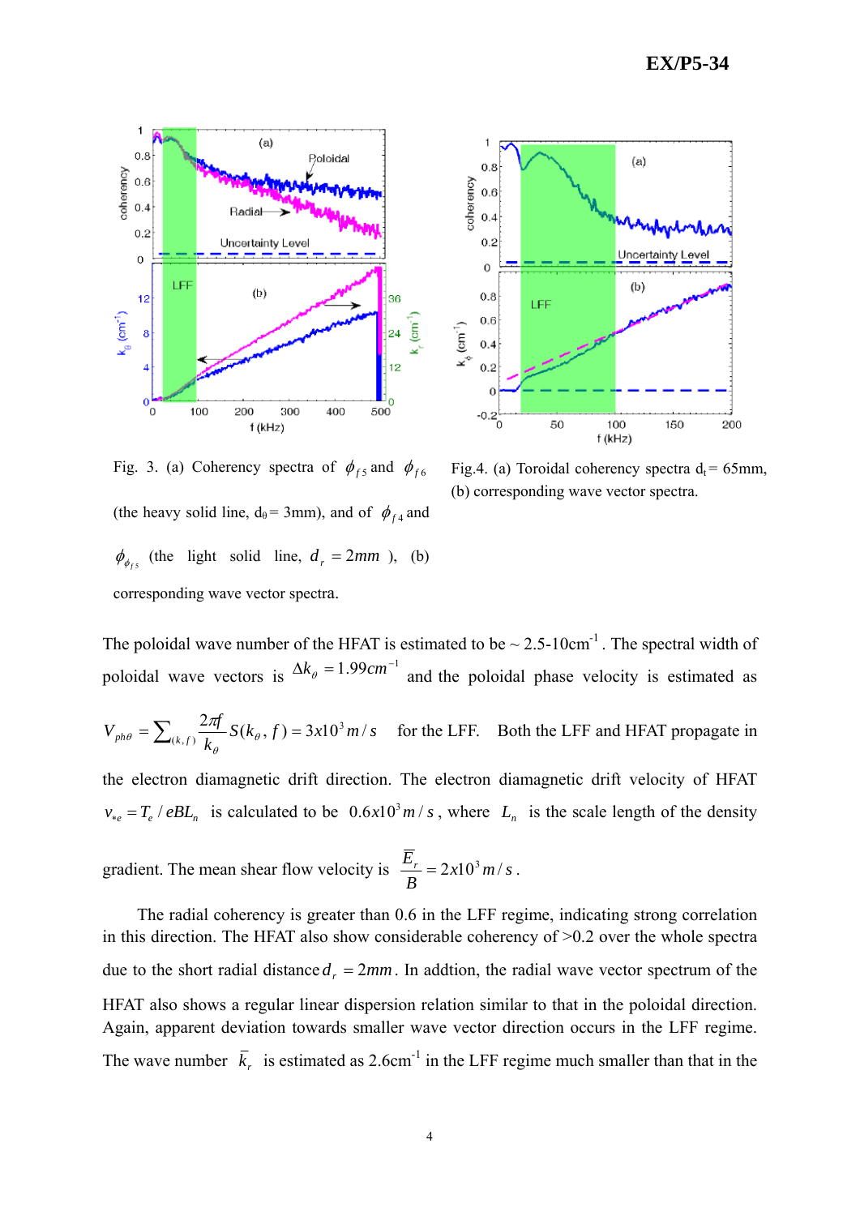Fig. 3. (a) Coherency spectra of $\phi_{f5}$ and $\phi_{f6}$ (the heavy solid line, $d_\theta = 3mm$), and of $\phi_{f4}$ and $\phi_{\phi_{f5}}$ (the light solid line, $d_r = 2mm$), (b) corresponding wave vector spectra.

Fig.4. (a) Toroidal coherency spectra $d_t = 65mm$, (b) corresponding wave vector spectra.

The poloidal wave number of the HFAT is estimated to be ~ 2.5-10cm$^{-1}$. The spectral width of poloidal wave vectors is $\Delta k_\theta = 1.99cm^{-1}$ and the poloidal phase velocity is estimated as $V_{ph\theta} = \sum_{(k,f)} \frac{2\pi f}{k_\theta} S(k_\theta, f) = 3x10^3 m/s$ for the LFF. Both the LFF and HFAT propagate in the electron diamagnetic drift direction. The electron diamagnetic drift velocity of HFAT $v_{*e} = T_e / eBL_n$ is calculated to be $0.6x10^3 m/s$, where $L_n$ is the scale length of the density gradient. The mean shear flow velocity is $\frac{\bar{E}_r}{B} = 2x10^3 m/s$.

The radial coherency is greater than 0.6 in the LFF regime, indicating strong correlation in this direction. The HFAT also show considerable coherency of >0.2 over the whole spectra due to the short radial distance $d_r = 2mm$. In addtion, the radial wave vector spectrum of the HFAT also shows a regular linear dispersion relation similar to that in the poloidal direction. Again, apparent deviation towards smaller wave vector direction occurs in the LFF regime. The wave number $\bar{k}_r$ is estimated as 2.6cm$^{-1}$ in the LFF regime much smaller than that in the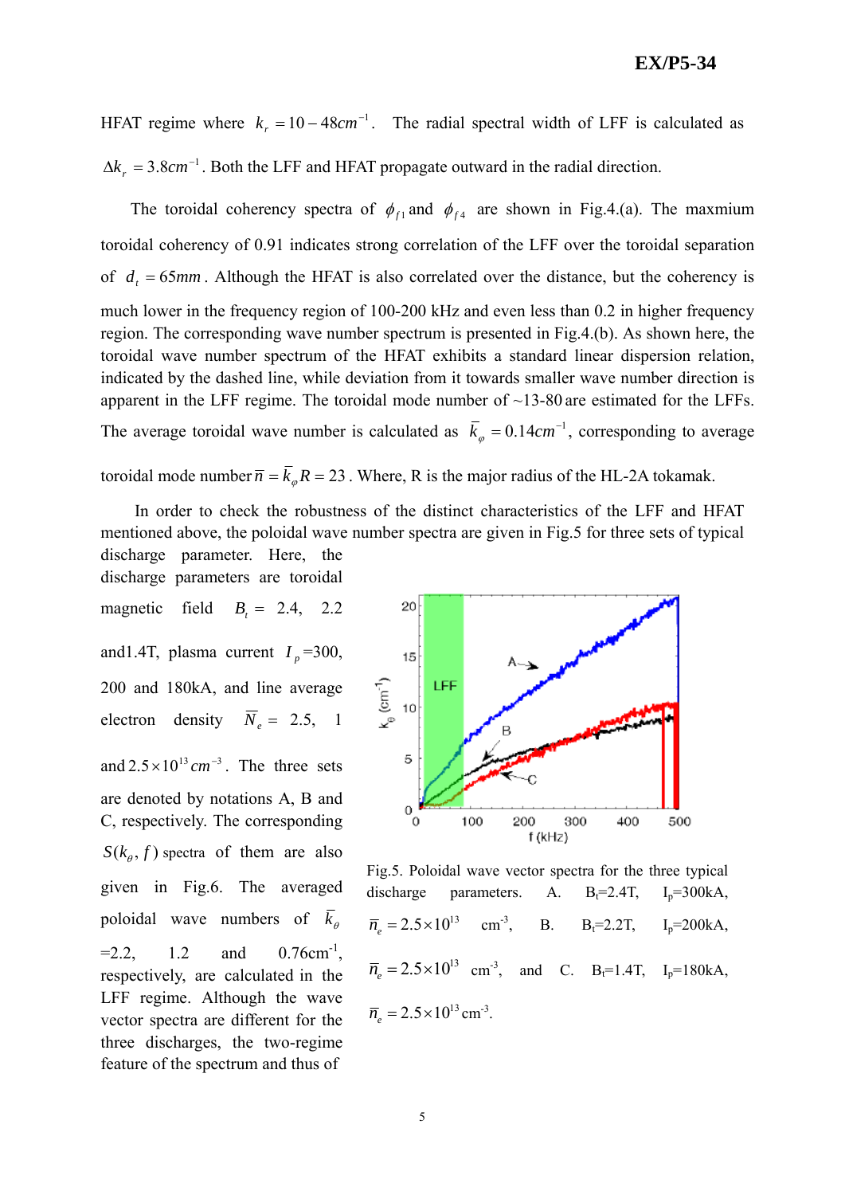HFAT regime where $k_r = 10-48cm^{-1}$. The radial spectral width of LFF is calculated as $\Delta k_r = 3.8cm^{-1}$. Both the LFF and HFAT propagate outward in the radial direction.

The toroidal coherency spectra of $\phi_{f1}$ and $\phi_{f4}$ are shown in Fig.4.(a). The maxmium toroidal coherency of 0.91 indicates strong correlation of the LFF over the toroidal separation of $d_t = 65mm$. Although the HFAT is also correlated over the distance, but the coherency is much lower in the frequency region of 100-200 kHz and even less than 0.2 in higher frequency region. The corresponding wave number spectrum is presented in Fig.4.(b). As shown here, the toroidal wave number spectrum of the HFAT exhibits a standard linear dispersion relation, indicated by the dashed line, while deviation from it towards smaller wave number direction is apparent in the LFF regime. The toroidal mode number of ~13-80 are estimated for the LFFs. The average toroidal wave number is calculated as $\bar{k}_\varphi = 0.14cm^{-1}$, corresponding to average toroidal mode number $\bar{n} = \bar{k}_\varphi R = 23$. Where, R is the major radius of the HL-2A tokamak.

In order to check the robustness of the distinct characteristics of the LFF and HFAT mentioned above, the poloidal wave number spectra are given in Fig.5 for three sets of typical discharge parameter. Here, the discharge parameters are toroidal magnetic field $B_t$ = 2.4, 2.2 and1.4T, plasma current $I_p$=300, 200 and 180kA, and line average electron density $\bar{N}_e$ = 2.5, 1 and $2.5\times10^{13}cm^{-3}$. The three sets are denoted by notations A, B and C, respectively. The corresponding $S(k_\theta, f)$ spectra of them are also given in Fig.6. The averaged poloidal wave numbers of $\bar{k}_\theta$ =2.2, 1.2 and 0.76cm$^{-1}$, respectively, are calculated in the LFF regime. Although the wave vector spectra are different for the three discharges, the two-regime feature of the spectrum and thus of

Fig.5. Poloidal wave vector spectra for the three typical discharge parameters. A. $B_t$=2.4T, $I_p$=300kA, $\bar{n}_e = 2.5\times10^{13}$ cm$^{-3}$, B. $B_t$=2.2T, $I_p$=200kA, $\bar{n}_e = 2.5\times10^{13}$ cm$^{-3}$, and C. $B_t$=1.4T, $I_p$=180kA, $\bar{n}_e = 2.5\times10^{13}$ cm$^{-3}$.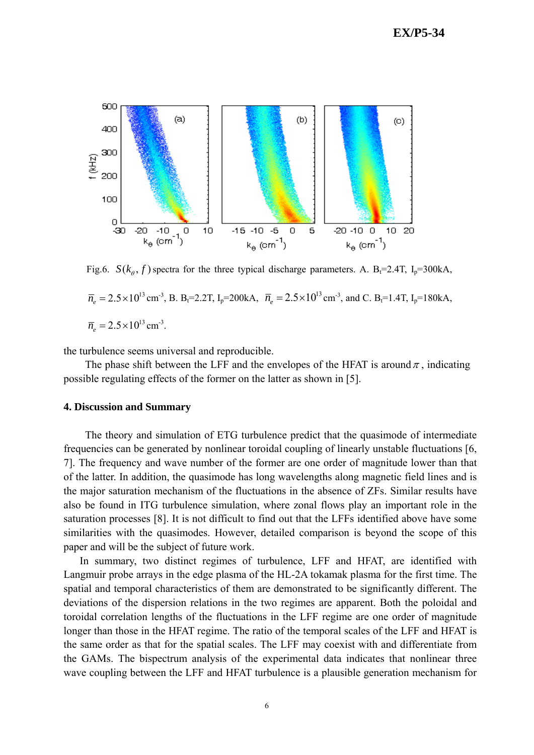Fig.6. $S(k_\theta, f)$ spectra for the three typical discharge parameters. A. $B_t$=2.4T, $I_p$=300kA, $\bar{n}_e = 2.5\times10^{13}$ cm$^{-3}$, B. $B_t$=2.2T, $I_p$=200kA, $\bar{n}_e = 2.5\times10^{13}$ cm$^{-3}$, and C. $B_t$=1.4T, $I_p$=180kA, $\bar{n}_e = 2.5\times10^{13}$ cm$^{-3}$.

the turbulence seems universal and reproducible.

The phase shift between the LFF and the envelopes of the HFAT is around $\pi$, indicating possible regulating effects of the former on the latter as shown in [5].

## 4. Discussion and Summary

The theory and simulation of ETG turbulence predict that the quasimode of intermediate frequencies can be generated by nonlinear toroidal coupling of linearly unstable fluctuations [6, 7]. The frequency and wave number of the former are one order of magnitude lower than that of the latter. In addition, the quasimode has long wavelengths along magnetic field lines and is the major saturation mechanism of the fluctuations in the absence of ZFs. Similar results have also be found in ITG turbulence simulation, where zonal flows play an important role in the saturation processes [8]. It is not difficult to find out that the LFFs identified above have some similarities with the quasimodes. However, detailed comparison is beyond the scope of this paper and will be the subject of future work.

In summary, two distinct regimes of turbulence, LFF and HFAT, are identified with Langmuir probe arrays in the edge plasma of the HL-2A tokamak plasma for the first time. The spatial and temporal characteristics of them are demonstrated to be significantly different. The deviations of the dispersion relations in the two regimes are apparent. Both the poloidal and toroidal correlation lengths of the fluctuations in the LFF regime are one order of magnitude longer than those in the HFAT regime. The ratio of the temporal scales of the LFF and HFAT is the same order as that for the spatial scales. The LFF may coexist with and differentiate from the GAMs. The bispectrum analysis of the experimental data indicates that nonlinear three wave coupling between the LFF and HFAT turbulence is a plausible generation mechanism for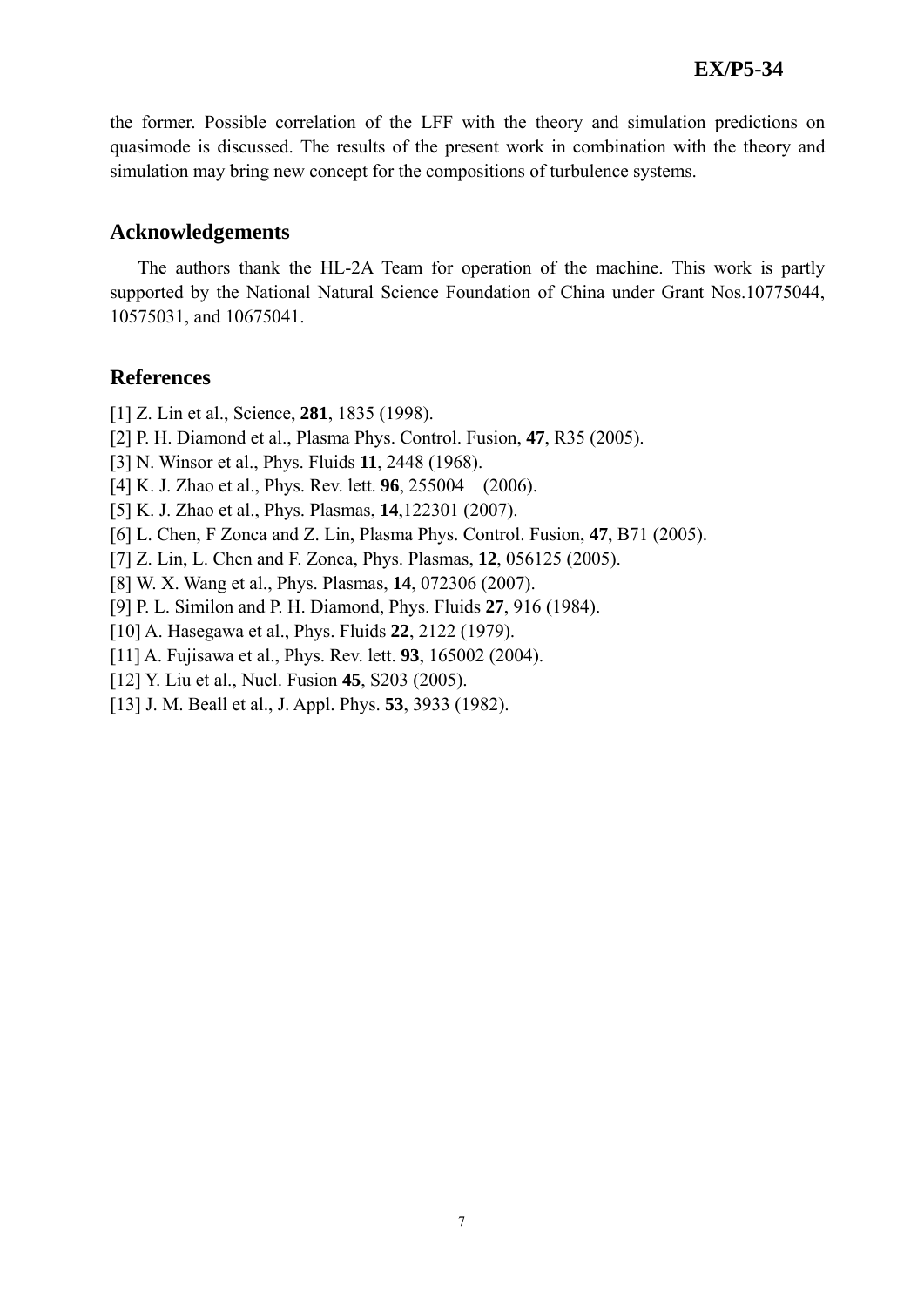the former. Possible correlation of the LFF with the theory and simulation predictions on quasimode is discussed. The results of the present work in combination with the theory and simulation may bring new concept for the compositions of turbulence systems.

## Acknowledgements

The authors thank the HL-2A Team for operation of the machine. This work is partly supported by the National Natural Science Foundation of China under Grant Nos.10775044, 10575031, and 10675041.

## References

[1] Z. Lin et al., Science, **281**, 1835 (1998).
[2] P. H. Diamond et al., Plasma Phys. Control. Fusion, **47**, R35 (2005).
[3] N. Winsor et al., Phys. Fluids **11**, 2448 (1968).
[4] K. J. Zhao et al., Phys. Rev. lett. **96**, 255004 (2006).
[5] K. J. Zhao et al., Phys. Plasmas, **14**,122301 (2007).
[6] L. Chen, F Zonca and Z. Lin, Plasma Phys. Control. Fusion, **47**, B71 (2005).
[7] Z. Lin, L. Chen and F. Zonca, Phys. Plasmas, **12**, 056125 (2005).
[8] W. X. Wang et al., Phys. Plasmas, **14**, 072306 (2007).
[9] P. L. Similon and P. H. Diamond, Phys. Fluids **27**, 916 (1984).
[10] A. Hasegawa et al., Phys. Fluids **22**, 2122 (1979).
[11] A. Fujisawa et al., Phys. Rev. lett. **93**, 165002 (2004).
[12] Y. Liu et al., Nucl. Fusion **45**, S203 (2005).
[13] J. M. Beall et al., J. Appl. Phys. **53**, 3933 (1982).